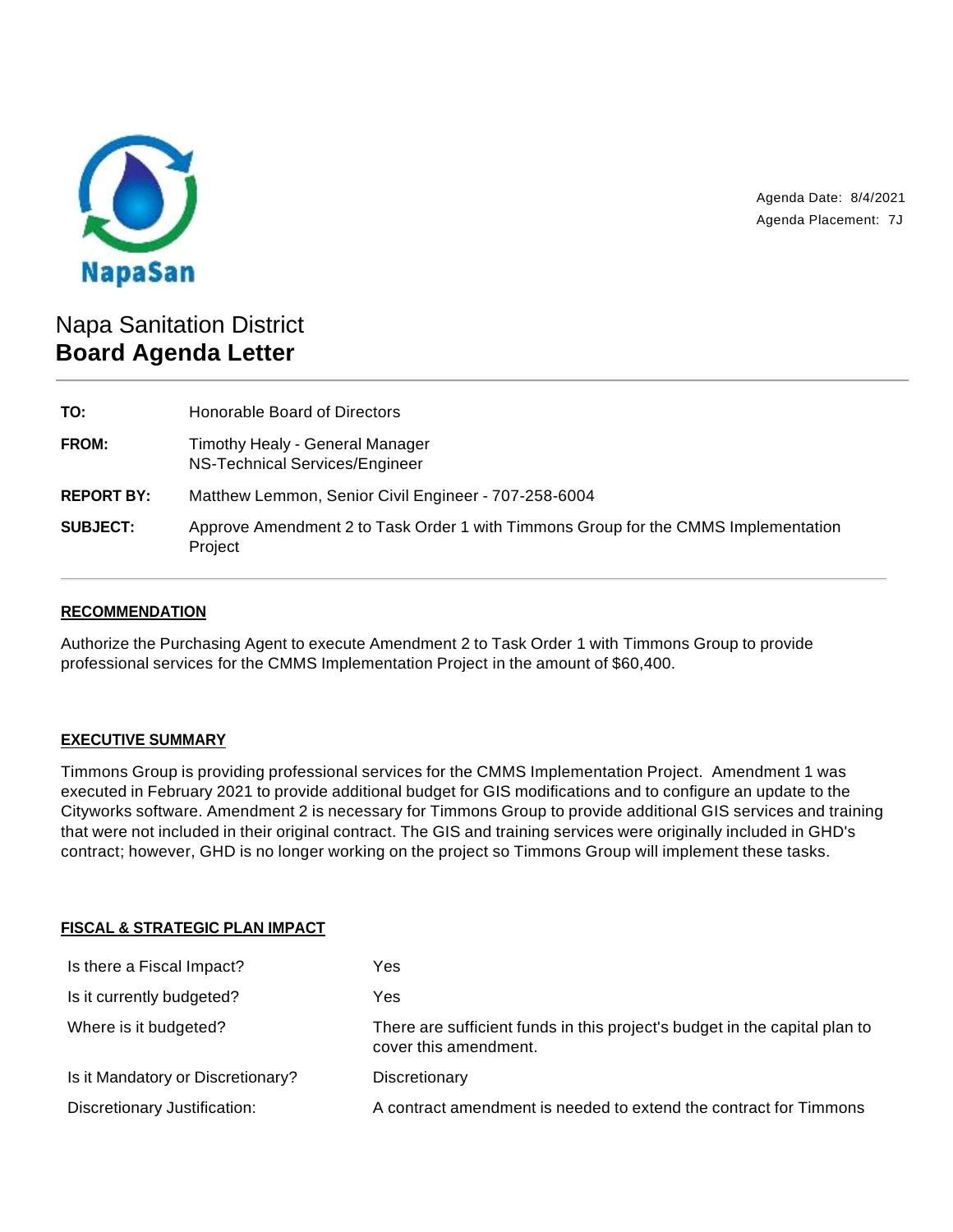Agenda Date: 8/4/2021
Agenda Placement: 7J

# Napa Sanitation District
## Board Agenda Letter

| | |
|---|---|
| **TO:** | Honorable Board of Directors |
| **FROM:** | Timothy Healy - General Manager<br>NS-Technical Services/Engineer |
| **REPORT BY:** | Matthew Lemmon, Senior Civil Engineer - 707-258-6004 |
| **SUBJECT:** | Approve Amendment 2 to Task Order 1 with Timmons Group for the CMMS Implementation Project |

### RECOMMENDATION

Authorize the Purchasing Agent to execute Amendment 2 to Task Order 1 with Timmons Group to provide professional services for the CMMS Implementation Project in the amount of $60,400.

### EXECUTIVE SUMMARY

Timmons Group is providing professional services for the CMMS Implementation Project. Amendment 1 was executed in February 2021 to provide additional budget for GIS modifications and to configure an update to the Cityworks software. Amendment 2 is necessary for Timmons Group to provide additional GIS services and training that were not included in their original contract. The GIS and training services were originally included in GHD's contract; however, GHD is no longer working on the project so Timmons Group will implement these tasks.

### FISCAL & STRATEGIC PLAN IMPACT

| | |
|---|---|
| Is there a Fiscal Impact? | Yes |
| Is it currently budgeted? | Yes |
| Where is it budgeted? | There are sufficient funds in this project's budget in the capital plan to cover this amendment. |
| Is it Mandatory or Discretionary? | Discretionary |
| Discretionary Justification: | A contract amendment is needed to extend the contract for Timmons |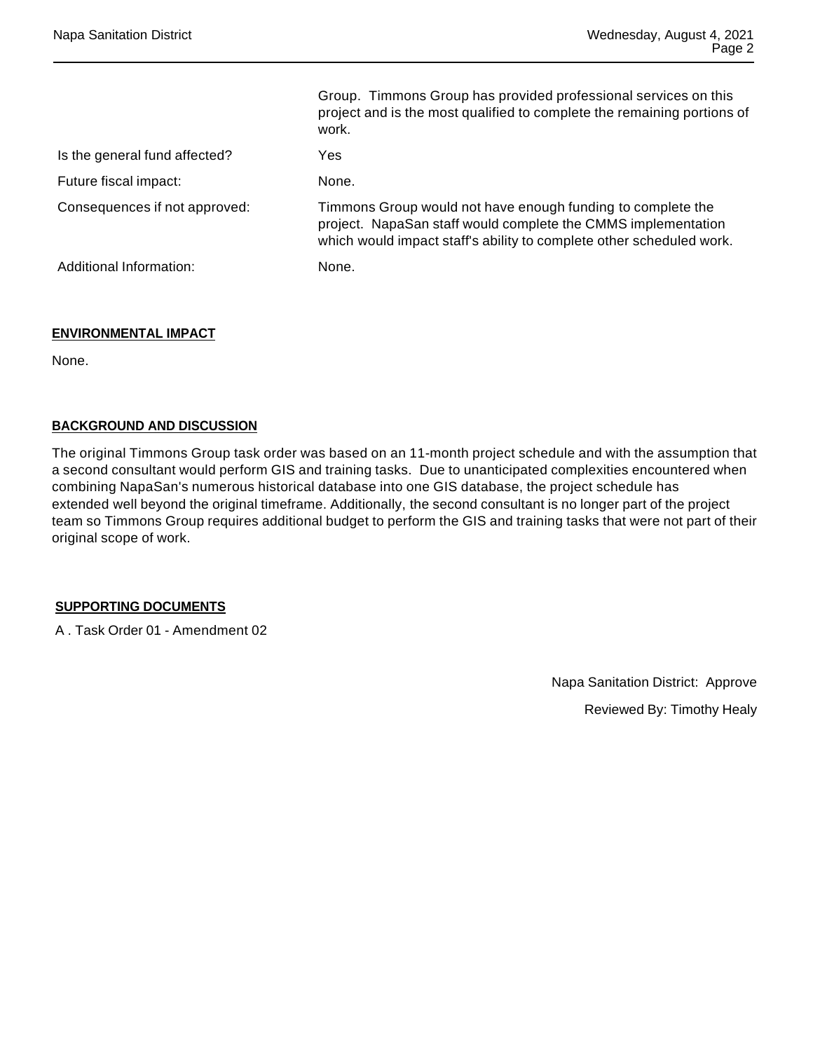| | |
|---|---|
| | Group. Timmons Group has provided professional services on this project and is the most qualified to complete the remaining portions of work. |
| Is the general fund affected? | Yes |
| Future fiscal impact: | None. |
| Consequences if not approved: | Timmons Group would not have enough funding to complete the project. NapaSan staff would complete the CMMS implementation which would impact staff's ability to complete other scheduled work. |
| Additional Information: | None. |

**ENVIRONMENTAL IMPACT**

None.

**BACKGROUND AND DISCUSSION**

The original Timmons Group task order was based on an 11-month project schedule and with the assumption that a second consultant would perform GIS and training tasks. Due to unanticipated complexities encountered when combining NapaSan's numerous historical database into one GIS database, the project schedule has extended well beyond the original timeframe. Additionally, the second consultant is no longer part of the project team so Timmons Group requires additional budget to perform the GIS and training tasks that were not part of their original scope of work.

**SUPPORTING DOCUMENTS**

A . Task Order 01 - Amendment 02

Napa Sanitation District: Approve

Reviewed By: Timothy Healy